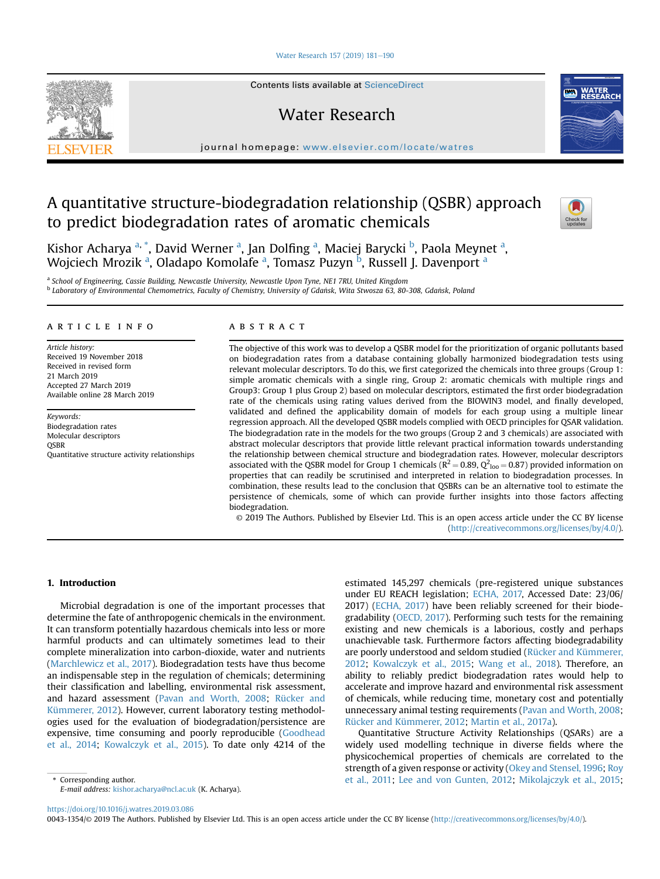# A quantitative structure-biodegradation relationship (QSBR) approach to predict biodegradation rates of aromatic chemicals

Kishor Acharya [a,*], David Werner [a], Jan Dolfing [a], Maciej Barycki [b], Paola Meynet [a], Wojciech Mrozik [a], Oladapo Komolafe [a], Tomasz Puzyn [b], Russell J. Davenport [a]

[a] School of Engineering, Cassie Building, Newcastle University, Newcastle Upon Tyne, NE1 7RU, United Kingdom

[b] Laboratory of Environmental Chemometrics, Faculty of Chemistry, University of Gdańsk, Wita Stwosza 63, 80-308, Gdańsk, Poland

## ARTICLE INFO

*Article history:*
Received 19 November 2018
Received in revised form 21 March 2019
Accepted 27 March 2019
Available online 28 March 2019

*Keywords:*
Biodegradation rates
Molecular descriptors
QSBR
Quantitative structure activity relationships

## ABSTRACT

The objective of this work was to develop a QSBR model for the prioritization of organic pollutants based on biodegradation rates from a database containing globally harmonized biodegradation tests using relevant molecular descriptors. To do this, we first categorized the chemicals into three groups (Group 1: simple aromatic chemicals with a single ring, Group 2: aromatic chemicals with multiple rings and Group3: Group 1 plus Group 2) based on molecular descriptors, estimated the first order biodegradation rate of the chemicals using rating values derived from the BIOWIN3 model, and finally developed, validated and defined the applicability domain of models for each group using a multiple linear regression approach. All the developed QSBR models complied with OECD principles for QSAR validation. The biodegradation rate in the models for the two groups (Group 2 and 3 chemicals) are associated with abstract molecular descriptors that provide little relevant practical information towards understanding the relationship between chemical structure and biodegradation rates. However, molecular descriptors associated with the QSBR model for Group 1 chemicals ($R^2 = 0.89$, $Q^2_{loo} = 0.87$) provided information on properties that can readily be scrutinised and interpreted in relation to biodegradation processes. In combination, these results lead to the conclusion that QSBRs can be an alternative tool to estimate the persistence of chemicals, some of which can provide further insights into those factors affecting biodegradation.

© 2019 The Authors. Published by Elsevier Ltd. This is an open access article under the CC BY license (http://creativecommons.org/licenses/by/4.0/).

## 1. Introduction

Microbial degradation is one of the important processes that determine the fate of anthropogenic chemicals in the environment. It can transform potentially hazardous chemicals into less or more harmful products and can ultimately sometimes lead to their complete mineralization into carbon-dioxide, water and nutrients (Marchlewicz et al., 2017). Biodegradation tests have thus become an indispensable step in the regulation of chemicals; determining their classification and labelling, environmental risk assessment, and hazard assessment (Pavan and Worth, 2008; Rücker and Kümmerer, 2012). However, current laboratory testing methodologies used for the evaluation of biodegradation/persistence are expensive, time consuming and poorly reproducible (Goodhead et al., 2014; Kowalczyk et al., 2015). To date only 4214 of the estimated 145,297 chemicals (pre-registered unique substances under EU REACH legislation; ECHA, 2017, Accessed Date: 23/06/2017) (ECHA, 2017) have been reliably screened for their biodegradability (OECD, 2017). Performing such tests for the remaining existing and new chemicals is a laborious, costly and perhaps unachievable task. Furthermore factors affecting biodegradability are poorly understood and seldom studied (Rücker and Kümmerer, 2012; Kowalczyk et al., 2015; Wang et al., 2018). Therefore, an ability to reliably predict biodegradation rates would help to accelerate and improve hazard and environmental risk assessment of chemicals, while reducing time, monetary cost and potentially unnecessary animal testing requirements (Pavan and Worth, 2008; Rücker and Kümmerer, 2012; Martin et al., 2017a).

Quantitative Structure Activity Relationships (QSARs) are a widely used modelling technique in diverse fields where the physicochemical properties of chemicals are correlated to the strength of a given response or activity (Okey and Stensel, 1996; Roy et al., 2011; Lee and von Gunten, 2012; Mikolajczyk et al., 2015;

\* Corresponding author.
*E-mail address:* kishor.acharya@ncl.ac.uk (K. Acharya).

https://doi.org/10.1016/j.watres.2019.03.086
0043-1354/© 2019 The Authors. Published by Elsevier Ltd. This is an open access article under the CC BY license (http://creativecommons.org/licenses/by/4.0/).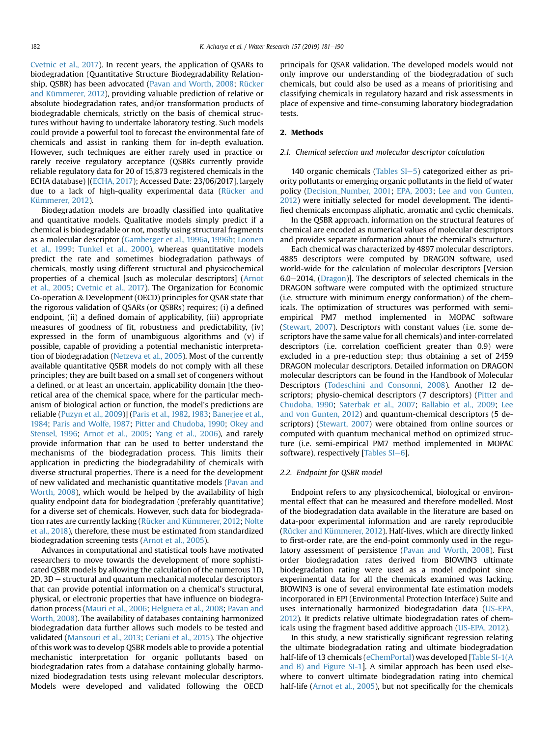Cvetnic et al., 2017). In recent years, the application of QSARs to biodegradation (Quantitative Structure Biodegradability Relationship, QSBR) has been advocated (Pavan and Worth, 2008; Rücker and Kümmerer, 2012), providing valuable prediction of relative or absolute biodegradation rates, and/or transformation products of biodegradable chemicals, strictly on the basis of chemical structures without having to undertake laboratory testing. Such models could provide a powerful tool to forecast the environmental fate of chemicals and assist in ranking them for in-depth evaluation. However, such techniques are either rarely used in practice or rarely receive regulatory acceptance (QSBRs currently provide reliable regulatory data for 20 of 15,873 registered chemicals in the ECHA database) [(ECHA, 2017); Accessed Date: 23/06/2017], largely due to a lack of high-quality experimental data (Rücker and Kümmerer, 2012).

Biodegradation models are broadly classified into qualitative and quantitative models. Qualitative models simply predict if a chemical is biodegradable or not, mostly using structural fragments as a molecular descriptor (Gamberger et al., 1996a, 1996b; Loonen et al., 1999; Tunkel et al., 2000), whereas quantitative models predict the rate and sometimes biodegradation pathways of chemicals, mostly using different structural and physicochemical properties of a chemical [such as molecular descriptors] (Arnot et al., 2005; Cvetnic et al., 2017). The Organization for Economic Co-operation & Development (OECD) principles for QSAR state that the rigorous validation of QSARs (or QSBRs) requires; (i) a defined endpoint, (ii) a defined domain of applicability, (iii) appropriate measures of goodness of fit, robustness and predictability, (iv) expressed in the form of unambiguous algorithms and (v) if possible, capable of providing a potential mechanistic interpretation of biodegradation (Netzeva et al., 2005). Most of the currently available quantitative QSBR models do not comply with all these principles; they are built based on a small set of congeners without a defined, or at least an uncertain, applicability domain [the theoretical area of the chemical space, where for the particular mechanism of biological action or function, the model's predictions are reliable (Puzyn et al., 2009)] (Paris et al., 1982, 1983; Banerjee et al., 1984; Paris and Wolfe, 1987; Pitter and Chudoba, 1990; Okey and Stensel, 1996; Arnot et al., 2005; Yang et al., 2006), and rarely provide information that can be used to better understand the mechanisms of the biodegradation process. This limits their application in predicting the biodegradability of chemicals with diverse structural properties. There is a need for the development of new validated and mechanistic quantitative models (Pavan and Worth, 2008), which would be helped by the availability of high quality endpoint data for biodegradation (preferably quantitative) for a diverse set of chemicals. However, such data for biodegradation rates are currently lacking (Rücker and Kümmerer, 2012; Nolte et al., 2018), therefore, these must be estimated from standardized biodegradation screening tests (Arnot et al., 2005).

Advances in computational and statistical tools have motivated researchers to move towards the development of more sophisticated QSBR models by allowing the calculation of the numerous 1D, 2D, 3D – structural and quantum mechanical molecular descriptors that can provide potential information on a chemical's structural, physical, or electronic properties that have influence on biodegradation process (Mauri et al., 2006; Helguera et al., 2008; Pavan and Worth, 2008). The availability of databases containing harmonized biodegradation data further allows such models to be tested and validated (Mansouri et al., 2013; Ceriani et al., 2015). The objective of this work was to develop QSBR models able to provide a potential mechanistic interpretation for organic pollutants based on biodegradation rates from a database containing globally harmonized biodegradation tests using relevant molecular descriptors. Models were developed and validated following the OECD principals for QSAR validation. The developed models would not only improve our understanding of the biodegradation of such chemicals, but could also be used as a means of prioritising and classifying chemicals in regulatory hazard and risk assessments in place of expensive and time-consuming laboratory biodegradation tests.

## 2. Methods

### 2.1. Chemical selection and molecular descriptor calculation

140 organic chemicals (Tables SI–5) categorized either as priority pollutants or emerging organic pollutants in the field of water policy (Decision_Number, 2001; EPA, 2003; Lee and von Gunten, 2012) were initially selected for model development. The identified chemicals encompass aliphatic, aromatic and cyclic chemicals.

In the QSBR approach, information on the structural features of chemical are encoded as numerical values of molecular descriptors and provides separate information about the chemical's structure.

Each chemical was characterized by 4897 molecular descriptors. 4885 descriptors were computed by DRAGON software, used world-wide for the calculation of molecular descriptors [Version 6.0–2014, (Dragon)]. The descriptors of selected chemicals in the DRAGON software were computed with the optimized structure (i.e. structure with minimum energy conformation) of the chemicals. The optimization of structures was performed with semi-empirical PM7 method implemented in MOPAC software (Stewart, 2007). Descriptors with constant values (i.e. some descriptors have the same value for all chemicals) and inter-correlated descriptors (i.e. correlation coefficient greater than 0.9) were excluded in a pre-reduction step; thus obtaining a set of 2459 DRAGON molecular descriptors. Detailed information on DRAGON molecular descriptors can be found in the Handbook of Molecular Descriptors (Todeschini and Consonni, 2008). Another 12 descriptors; physio-chemical descriptors (7 descriptors) (Pitter and Chudoba, 1990; Saterbak et al., 2007; Ballabio et al., 2009; Lee and von Gunten, 2012) and quantum-chemical descriptors (5 descriptors) (Stewart, 2007) were obtained from online sources or computed with quantum mechanical method on optimized structure (i.e. semi-empirical PM7 method implemented in MOPAC software), respectively [Tables SI–6].

### 2.2. Endpoint for QSBR model

Endpoint refers to any physicochemical, biological or environmental effect that can be measured and therefore modelled. Most of the biodegradation data available in the literature are based on data-poor experimental information and are rarely reproducible (Rücker and Kümmerer, 2012). Half-lives, which are directly linked to first-order rate, are the end-point commonly used in the regulatory assessment of persistence (Pavan and Worth, 2008). First order biodegradation rates derived from BIOWIN3 ultimate biodegradation rating were used as a model endpoint since experimental data for all the chemicals examined was lacking. BIOWIN3 is one of several environmental fate estimation models incorporated in EPI (Environmental Protection Interface) Suite and uses internationally harmonized biodegradation data (US-EPA, 2012). It predicts relative ultimate biodegradation rates of chemicals using the fragment based additive approach (US-EPA, 2012).

In this study, a new statistically significant regression relating the ultimate biodegradation rating and ultimate biodegradation half-life of 13 chemicals (eChemPortal) was developed [Table SI-1(A and B) and Figure SI-1]. A similar approach has been used elsewhere to convert ultimate biodegradation rating into chemical half-life (Arnot et al., 2005), but not specifically for the chemicals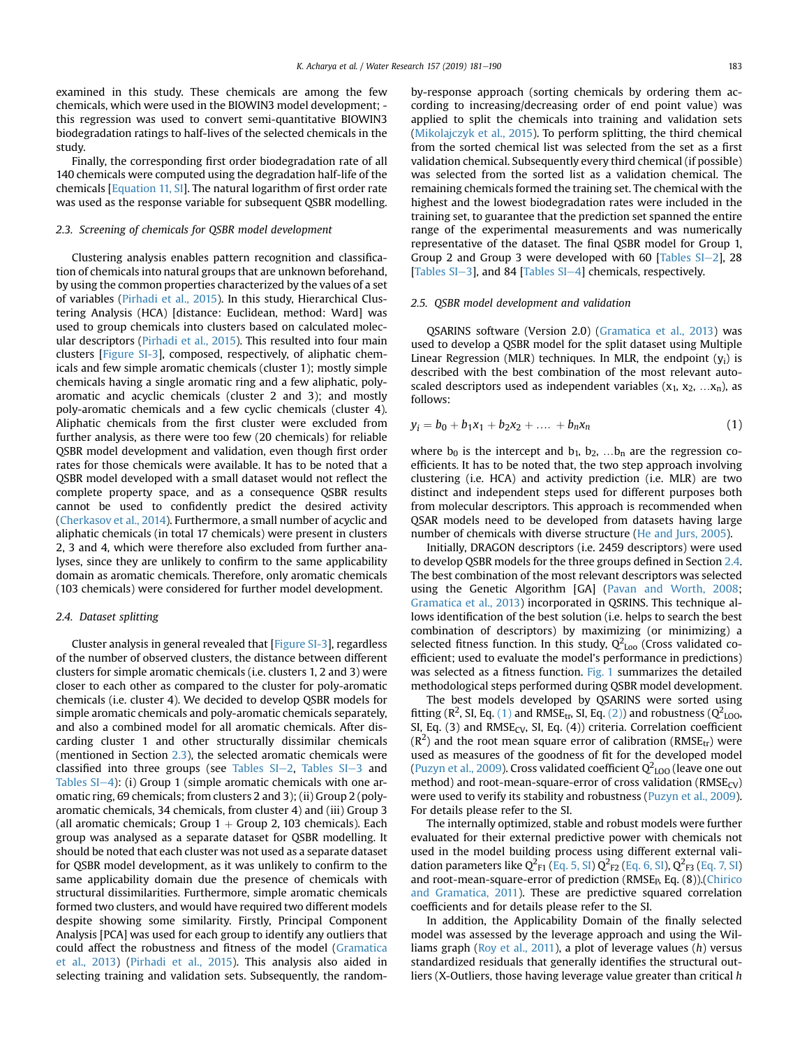examined in this study. These chemicals are among the few chemicals, which were used in the BIOWIN3 model development; - this regression was used to convert semi-quantitative BIOWIN3 biodegradation ratings to half-lives of the selected chemicals in the study.

Finally, the corresponding first order biodegradation rate of all 140 chemicals were computed using the degradation half-life of the chemicals [Equation 11, SI]. The natural logarithm of first order rate was used as the response variable for subsequent QSBR modelling.

### 2.3. Screening of chemicals for QSBR model development

Clustering analysis enables pattern recognition and classification of chemicals into natural groups that are unknown beforehand, by using the common properties characterized by the values of a set of variables (Pirhadi et al., 2015). In this study, Hierarchical Clustering Analysis (HCA) [distance: Euclidean, method: Ward] was used to group chemicals into clusters based on calculated molecular descriptors (Pirhadi et al., 2015). This resulted into four main clusters [Figure SI-3], composed, respectively, of aliphatic chemicals and few simple aromatic chemicals (cluster 1); mostly simple chemicals having a single aromatic ring and a few aliphatic, polyaromatic and acyclic chemicals (cluster 2 and 3); and mostly poly-aromatic chemicals and a few cyclic chemicals (cluster 4). Aliphatic chemicals from the first cluster were excluded from further analysis, as there were too few (20 chemicals) for reliable QSBR model development and validation, even though first order rates for those chemicals were available. It has to be noted that a QSBR model developed with a small dataset would not reflect the complete property space, and as a consequence QSBR results cannot be used to confidently predict the desired activity (Cherkasov et al., 2014). Furthermore, a small number of acyclic and aliphatic chemicals (in total 17 chemicals) were present in clusters 2, 3 and 4, which were therefore also excluded from further analyses, since they are unlikely to confirm to the same applicability domain as aromatic chemicals. Therefore, only aromatic chemicals (103 chemicals) were considered for further model development.

### 2.4. Dataset splitting

Cluster analysis in general revealed that [Figure SI-3], regardless of the number of observed clusters, the distance between different clusters for simple aromatic chemicals (i.e. clusters 1, 2 and 3) were closer to each other as compared to the cluster for poly-aromatic chemicals (i.e. cluster 4). We decided to develop QSBR models for simple aromatic chemicals and poly-aromatic chemicals separately, and also a combined model for all aromatic chemicals. After discarding cluster 1 and other structurally dissimilar chemicals (mentioned in Section 2.3), the selected aromatic chemicals were classified into three groups (see Tables SI−2, Tables SI−3 and Tables SI−4): (i) Group 1 (simple aromatic chemicals with one aromatic ring, 69 chemicals; from clusters 2 and 3); (ii) Group 2 (poly-aromatic chemicals, 34 chemicals, from cluster 4) and (iii) Group 3 (all aromatic chemicals; Group 1 + Group 2, 103 chemicals). Each group was analysed as a separate dataset for QSBR modelling. It should be noted that each cluster was not used as a separate dataset for QSBR model development, as it was unlikely to confirm to the same applicability domain due the presence of chemicals with structural dissimilarities. Furthermore, simple aromatic chemicals formed two clusters, and would have required two different models despite showing some similarity. Firstly, Principal Component Analysis [PCA] was used for each group to identify any outliers that could affect the robustness and fitness of the model (Gramatica et al., 2013) (Pirhadi et al., 2015). This analysis also aided in selecting training and validation sets. Subsequently, the random-by-response approach (sorting chemicals by ordering them according to increasing/decreasing order of end point value) was applied to split the chemicals into training and validation sets (Mikolajczyk et al., 2015). To perform splitting, the third chemical from the sorted chemical list was selected from the set as a first validation chemical. Subsequently every third chemical (if possible) was selected from the sorted list as a validation chemical. The remaining chemicals formed the training set. The chemical with the highest and the lowest biodegradation rates were included in the training set, to guarantee that the prediction set spanned the entire range of the experimental measurements and was numerically representative of the dataset. The final QSBR model for Group 1, Group 2 and Group 3 were developed with 60 [Tables SI−2], 28 [Tables SI−3], and 84 [Tables SI−4] chemicals, respectively.

### 2.5. QSBR model development and validation

QSARINS software (Version 2.0) (Gramatica et al., 2013) was used to develop a QSBR model for the split dataset using Multiple Linear Regression (MLR) techniques. In MLR, the endpoint ($y_i$) is described with the best combination of the most relevant auto-scaled descriptors used as independent variables ($x_1$, $x_2$, …$x_n$), as follows:

$$y_i = b_0 + b_1x_1 + b_2x_2 + \ldots + b_nx_n \quad (1)$$

where $b_0$ is the intercept and $b_1$, $b_2$, …$b_n$ are the regression coefficients. It has to be noted that, the two step approach involving clustering (i.e. HCA) and activity prediction (i.e. MLR) are two distinct and independent steps used for different purposes both from molecular descriptors. This approach is recommended when QSAR models need to be developed from datasets having large number of chemicals with diverse structure (He and Jurs, 2005).

Initially, DRAGON descriptors (i.e. 2459 descriptors) were used to develop QSBR models for the three groups defined in Section 2.4. The best combination of the most relevant descriptors was selected using the Genetic Algorithm [GA] (Pavan and Worth, 2008; Gramatica et al., 2013) incorporated in QSRINS. This technique allows identification of the best solution (i.e. helps to search the best combination of descriptors) by maximizing (or minimizing) a selected fitness function. In this study, $Q^2_{Loo}$ (Cross validated coefficient; used to evaluate the model's performance in predictions) was selected as a fitness function. Fig. 1 summarizes the detailed methodological steps performed during QSBR model development.

The best models developed by QSARINS were sorted using fitting ($R^2$, SI, Eq. (1) and $RMSE_{tr}$, SI, Eq. (2)) and robustness ($Q^2_{LOO}$, SI, Eq. (3) and $RMSE_{CV}$, SI, Eq. (4)) criteria. Correlation coefficient ($R^2$) and the root mean square error of calibration ($RMSE_{tr}$) were used as measures of the goodness of fit for the developed model (Puzyn et al., 2009). Cross validated coefficient $Q^2_{LOO}$ (leave one out method) and root-mean-square-error of cross validation ($RMSE_{CV}$) were used to verify its stability and robustness (Puzyn et al., 2009). For details please refer to the SI.

The internally optimized, stable and robust models were further evaluated for their external predictive power with chemicals not used in the model building process using different external validation parameters like $Q^2_{F1}$ (Eq. 5, SI) $Q^2_{F2}$ (Eq. 6, SI), $Q^2_{F3}$ (Eq. 7, SI) and root-mean-square-error of prediction ($RMSE_P$, Eq. (8)).(Chirico and Gramatica, 2011). These are predictive squared correlation coefficients and for details please refer to the SI.

In addition, the Applicability Domain of the finally selected model was assessed by the leverage approach and using the Williams graph (Roy et al., 2011), a plot of leverage values ($h$) versus standardized residuals that generally identifies the structural outliers (X-Outliers, those having leverage value greater than critical $h$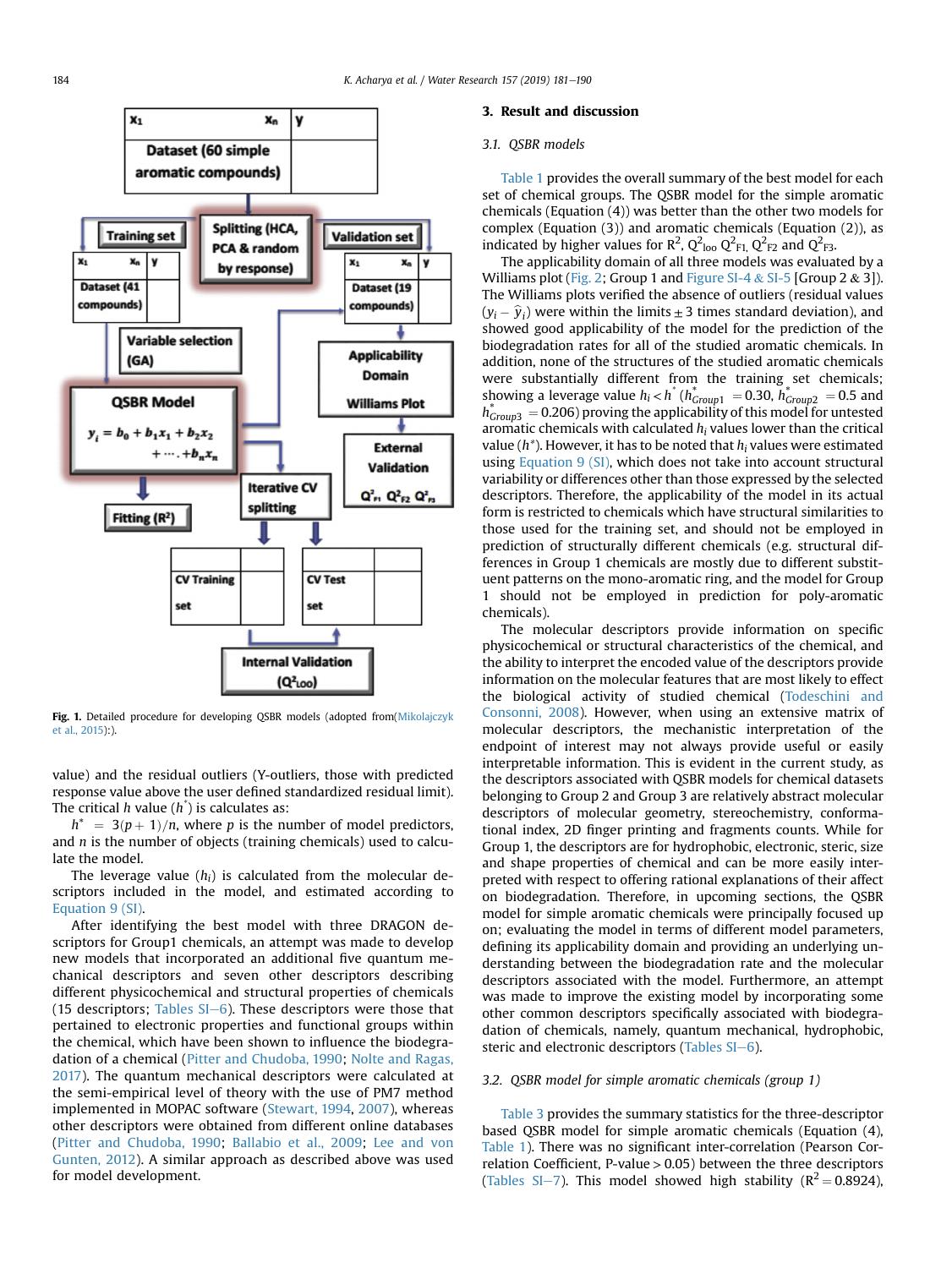Fig. 1. Detailed procedure for developing QSBR models (adopted from(Mikolajczyk et al., 2015):).

value) and the residual outliers (Y-outliers, those with predicted response value above the user defined standardized residual limit). The critical $h$ value ($h^*$) is calculates as:

$h^* = 3(p+1)/n$, where $p$ is the number of model predictors, and $n$ is the number of objects (training chemicals) used to calculate the model.

The leverage value ($h_i$) is calculated from the molecular descriptors included in the model, and estimated according to Equation 9 (SI).

After identifying the best model with three DRAGON descriptors for Group1 chemicals, an attempt was made to develop new models that incorporated an additional five quantum mechanical descriptors and seven other descriptors describing different physicochemical and structural properties of chemicals (15 descriptors; Tables SI–6). These descriptors were those that pertained to electronic properties and functional groups within the chemical, which have been shown to influence the biodegradation of a chemical (Pitter and Chudoba, 1990; Nolte and Ragas, 2017). The quantum mechanical descriptors were calculated at the semi-empirical level of theory with the use of PM7 method implemented in MOPAC software (Stewart, 1994, 2007), whereas other descriptors were obtained from different online databases (Pitter and Chudoba, 1990; Ballabio et al., 2009; Lee and von Gunten, 2012). A similar approach as described above was used for model development.

## 3. Result and discussion

### 3.1. QSBR models

Table 1 provides the overall summary of the best model for each set of chemical groups. The QSBR model for the simple aromatic chemicals (Equation (4)) was better than the other two models for complex (Equation (3)) and aromatic chemicals (Equation (2)), as indicated by higher values for $R^2$, $Q^2_{loo}$ $Q^2_{F1}$, $Q^2_{F2}$ and $Q^2_{F3}$.

The applicability domain of all three models was evaluated by a Williams plot (Fig. 2; Group 1 and Figure SI-4 & SI-5 [Group 2 & 3]). The Williams plots verified the absence of outliers (residual values ($y_i - \hat{y}_i$) were within the limits $\pm 3$ times standard deviation), and showed good applicability of the model for the prediction of the biodegradation rates for all of the studied aromatic chemicals. In addition, none of the structures of the studied aromatic chemicals were substantially different from the training set chemicals; showing a leverage value $h_i < h^*$ ($h^*_{Group1} = 0.30$, $h^*_{Group2} = 0.5$ and $h^*_{Group3} = 0.206$) proving the applicability of this model for untested aromatic chemicals with calculated $h_i$ values lower than the critical value ($h^*$). However, it has to be noted that $h_i$ values were estimated using Equation 9 (SI), which does not take into account structural variability or differences other than those expressed by the selected descriptors. Therefore, the applicability of the model in its actual form is restricted to chemicals which have structural similarities to those used for the training set, and should not be employed in prediction of structurally different chemicals (e.g. structural differences in Group 1 chemicals are mostly due to different substituent patterns on the mono-aromatic ring, and the model for Group 1 should not be employed in prediction for poly-aromatic chemicals).

The molecular descriptors provide information on specific physicochemical or structural characteristics of the chemical, and the ability to interpret the encoded value of the descriptors provide information on the molecular features that are most likely to effect the biological activity of studied chemical (Todeschini and Consonni, 2008). However, when using an extensive matrix of molecular descriptors, the mechanistic interpretation of the endpoint of interest may not always provide useful or easily interpretable information. This is evident in the current study, as the descriptors associated with QSBR models for chemical datasets belonging to Group 2 and Group 3 are relatively abstract molecular descriptors of molecular geometry, stereochemistry, conformational index, 2D finger printing and fragments counts. While for Group 1, the descriptors are for hydrophobic, electronic, steric, size and shape properties of chemical and can be more easily interpreted with respect to offering rational explanations of their effect on biodegradation. Therefore, in upcoming sections, the QSBR model for simple aromatic chemicals were principally focused up on; evaluating the model in terms of different model parameters, defining its applicability domain and providing an underlying understanding between the biodegradation rate and the molecular descriptors associated with the model. Furthermore, an attempt was made to improve the existing model by incorporating some other common descriptors specifically associated with biodegradation of chemicals, namely, quantum mechanical, hydrophobic, steric and electronic descriptors (Tables SI–6).

### 3.2. QSBR model for simple aromatic chemicals (group 1)

Table 3 provides the summary statistics for the three-descriptor based QSBR model for simple aromatic chemicals (Equation (4), Table 1). There was no significant inter-correlation (Pearson Correlation Coefficient, P-value > 0.05) between the three descriptors (Tables SI–7). This model showed high stability ($R^2 = 0.8924$),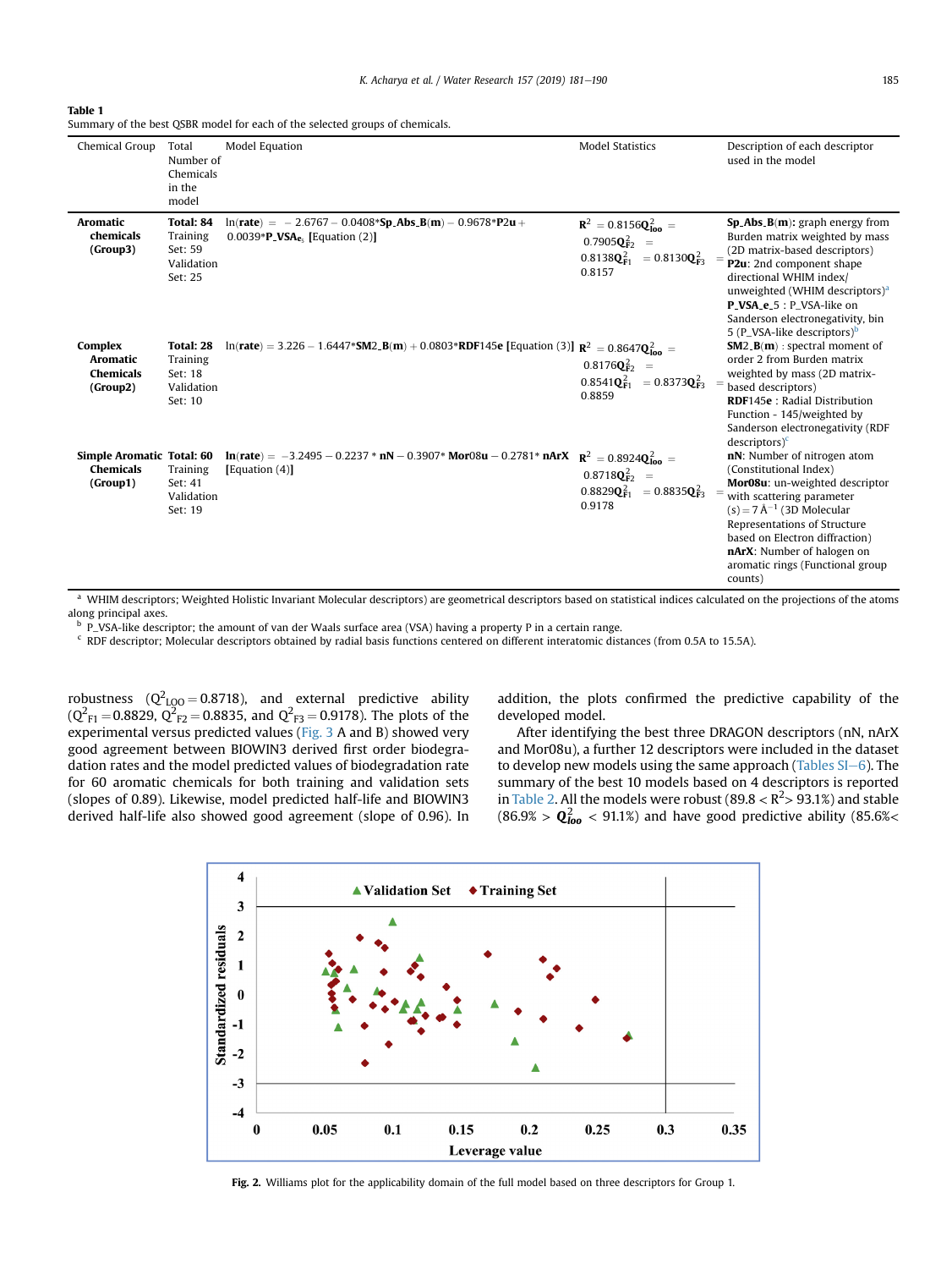**Table 1**
Summary of the best QSBR model for each of the selected groups of chemicals.

| Chemical Group | Total Number of Chemicals in the model | Model Equation | Model Statistics | Description of each descriptor used in the model |
|---|---|---|---|---|
| **Aromatic chemicals (Group3)** | **Total: 84** Training Set: 59 Validation Set: 25 | ln(**rate**) = − 2.6767 − 0.0408\***Sp_Abs_B(m)** − 0.9678\***P2u** + 0.0039\***P_VSA$_{e_5}$** [Equation (2)] | $R^2 = 0.8156$ $Q^2_{loo} = 0.7905$ $Q^2_{F2} = 0.8138$ $Q^2_{F1} = 0.8130$ $Q^2_{F3} = 0.8157$ | **Sp_Abs_B(m)**: graph energy from Burden matrix weighted by mass (2D matrix-based descriptors) **P2u**: 2nd component shape directional WHIM index/ unweighted (WHIM descriptors)[a] **P_VSA_e_5** : P_VSA-like on Sanderson electronegativity, bin 5 (P_VSA-like descriptors)[b] |
| **Complex Aromatic Chemicals (Group2)** | **Total: 28** Training Set: 18 Validation Set: 10 | ln(**rate**) = 3.226 − 1.6447\***SM2_B(m)** + 0.0803\***RDF145e** [Equation (3)] | $R^2 = 0.8647$ $Q^2_{loo} = 0.8176$ $Q^2_{F2} = 0.8541$ $Q^2_{F1} = 0.8373$ $Q^2_{F3} = 0.8859$ | **SM2_B(m)** : spectral moment of order 2 from Burden matrix weighted by mass (2D matrix-based descriptors) **RDF145e** : Radial Distribution Function - 145/weighted by Sanderson electronegativity (RDF descriptors)[c] |
| **Simple Aromatic Chemicals (Group1)** | **Total: 60** Training Set: 41 Validation Set: 19 | **ln**(**rate**) = −3.2495 − 0.2237 \* **nN** − 0.3907\* **Mor08u** − 0.2781\* **nArX** [Equation (4)] | $R^2 = 0.8924$ $Q^2_{loo} = 0.8718$ $Q^2_{F2} = 0.8829$ $Q^2_{F1} = 0.8835$ $Q^2_{F3} = 0.9178$ | **nN**: Number of nitrogen atom (Constitutional Index) **Mor08u**: un-weighted descriptor with scattering parameter (s) = 7 Å$^{-1}$ (3D Molecular Representations of Structure based on Electron diffraction) **nArX**: Number of halogen on aromatic rings (Functional group counts) |

[a] WHIM descriptors; Weighted Holistic Invariant Molecular descriptors) are geometrical descriptors based on statistical indices calculated on the projections of the atoms along principal axes.
[b] P_VSA-like descriptor; the amount of van der Waals surface area (VSA) having a property P in a certain range.
[c] RDF descriptor; Molecular descriptors obtained by radial basis functions centered on different interatomic distances (from 0.5A to 15.5A).

robustness ($Q^2_{LOO} = 0.8718$), and external predictive ability ($Q^2_{F1} = 0.8829$, $Q^2_{F2} = 0.8835$, and $Q^2_{F3} = 0.9178$). The plots of the experimental versus predicted values (Fig. 3 A and B) showed very good agreement between BIOWIN3 derived first order biodegradation rates and the model predicted values of biodegradation rate for 60 aromatic chemicals for both training and validation sets (slopes of 0.89). Likewise, model predicted half-life and BIOWIN3 derived half-life also showed good agreement (slope of 0.96). In addition, the plots confirmed the predictive capability of the developed model.

After identifying the best three DRAGON descriptors (nN, nArX and Mor08u), a further 12 descriptors were included in the dataset to develop new models using the same approach (Tables SI–6). The summary of the best 10 models based on 4 descriptors is reported in Table 2. All the models were robust (89.8 < $R^2$> 93.1%) and stable (86.9% > $Q^2_{loo}$ < 91.1%) and have good predictive ability (85.6%<

**Fig. 2.** Williams plot for the applicability domain of the full model based on three descriptors for Group 1.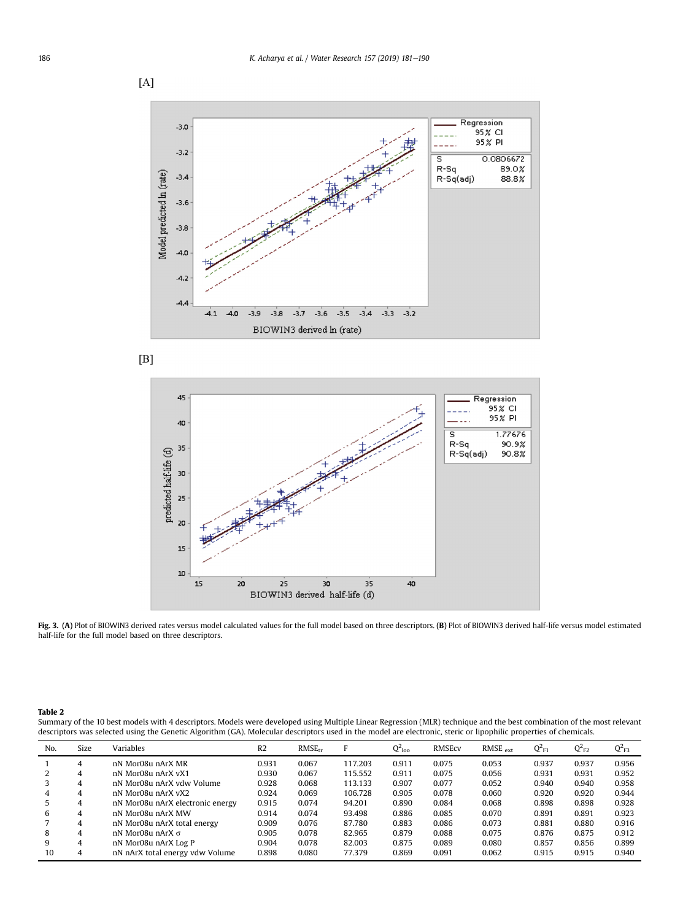[A]

[B]

**Fig. 3.** **(A)** Plot of BIOWIN3 derived rates versus model calculated values for the full model based on three descriptors. **(B)** Plot of BIOWIN3 derived half-life versus model estimated half-life for the full model based on three descriptors.

**Table 2**
Summary of the 10 best models with 4 descriptors. Models were developed using Multiple Linear Regression (MLR) technique and the best combination of the most relevant descriptors was selected using the Genetic Algorithm (GA). Molecular descriptors used in the model are electronic, steric or lipophilic properties of chemicals.

| No. | Size | Variables | R2 | $RMSE_{tr}$ | F | $Q^2_{loo}$ | RMSEcv | $RMSE_{ext}$ | $Q^2_{F1}$ | $Q^2_{F2}$ | $Q^2_{F3}$ |
|---|---|---|---|---|---|---|---|---|---|---|---|
| 1 | 4 | nN Mor08u nArX MR | 0.931 | 0.067 | 117.203 | 0.911 | 0.075 | 0.053 | 0.937 | 0.937 | 0.956 |
| 2 | 4 | nN Mor08u nArX vX1 | 0.930 | 0.067 | 115.552 | 0.911 | 0.075 | 0.056 | 0.931 | 0.931 | 0.952 |
| 3 | 4 | nN Mor08u nArX vdw Volume | 0.928 | 0.068 | 113.133 | 0.907 | 0.077 | 0.052 | 0.940 | 0.940 | 0.958 |
| 4 | 4 | nN Mor08u nArX vX2 | 0.924 | 0.069 | 106.728 | 0.905 | 0.078 | 0.060 | 0.920 | 0.920 | 0.944 |
| 5 | 4 | nN Mor08u nArX electronic energy | 0.915 | 0.074 | 94.201 | 0.890 | 0.084 | 0.068 | 0.898 | 0.898 | 0.928 |
| 6 | 4 | nN Mor08u nArX MW | 0.914 | 0.074 | 93.498 | 0.886 | 0.085 | 0.070 | 0.891 | 0.891 | 0.923 |
| 7 | 4 | nN Mor08u nArX total energy | 0.909 | 0.076 | 87.780 | 0.883 | 0.086 | 0.073 | 0.881 | 0.880 | 0.916 |
| 8 | 4 | nN Mor08u nArX σ | 0.905 | 0.078 | 82.965 | 0.879 | 0.088 | 0.075 | 0.876 | 0.875 | 0.912 |
| 9 | 4 | nN Mor08u nArX Log P | 0.904 | 0.078 | 82.003 | 0.875 | 0.089 | 0.080 | 0.857 | 0.856 | 0.899 |
| 10 | 4 | nN nArX total energy vdw Volume | 0.898 | 0.080 | 77.379 | 0.869 | 0.091 | 0.062 | 0.915 | 0.915 | 0.940 |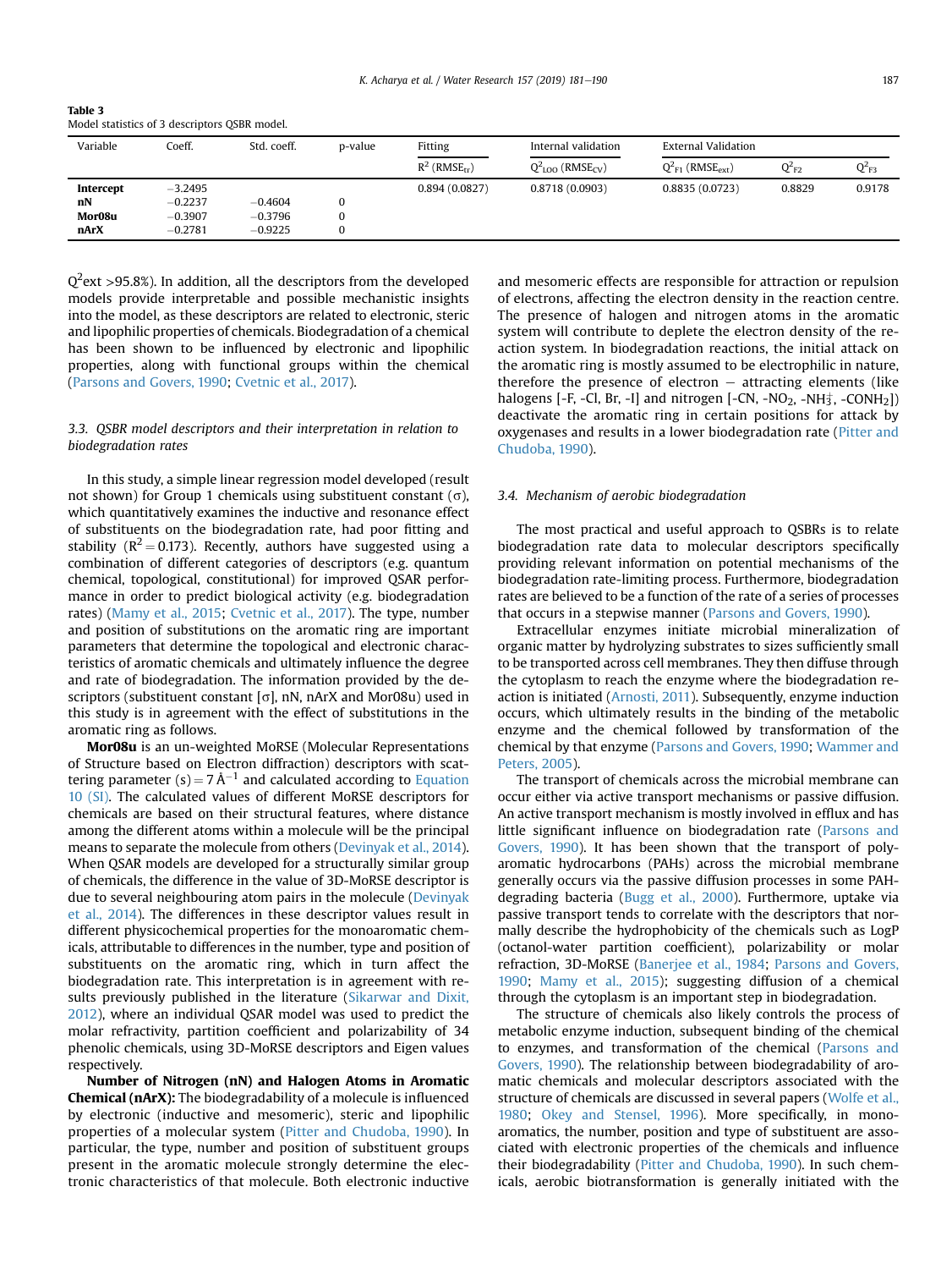**Table 3**
Model statistics of 3 descriptors QSBR model.

| Variable | Coeff. | Std. coeff. | p-value | Fitting | Internal validation | External Validation | | |
|---|---|---|---|---|---|---|---|---|
| | | | | $R^2$ ($RMSE_{tr}$) | $Q^2_{LOO}$ ($RMSE_{CV}$) | $Q^2_{F1}$ ($RMSE_{ext}$) | $Q^2_{F2}$ | $Q^2_{F3}$ |
| **Intercept** | −3.2495 | | | 0.894 (0.0827) | 0.8718 (0.0903) | 0.8835 (0.0723) | 0.8829 | 0.9178 |
| **nN** | −0.2237 | −0.4604 | 0 | | | | | |
| **Mor08u** | −0.3907 | −0.3796 | 0 | | | | | |
| **nArX** | −0.2781 | −0.9225 | 0 | | | | | |

$Q^2$ext >95.8%). In addition, all the descriptors from the developed models provide interpretable and possible mechanistic insights into the model, as these descriptors are related to electronic, steric and lipophilic properties of chemicals. Biodegradation of a chemical has been shown to be influenced by electronic and lipophilic properties, along with functional groups within the chemical (Parsons and Govers, 1990; Cvetnic et al., 2017).

### 3.3. QSBR model descriptors and their interpretation in relation to biodegradation rates

In this study, a simple linear regression model developed (result not shown) for Group 1 chemicals using substituent constant (σ), which quantitatively examines the inductive and resonance effect of substituents on the biodegradation rate, had poor fitting and stability ($R^2 = 0.173$). Recently, authors have suggested using a combination of different categories of descriptors (e.g. quantum chemical, topological, constitutional) for improved QSAR performance in order to predict biological activity (e.g. biodegradation rates) (Mamy et al., 2015; Cvetnic et al., 2017). The type, number and position of substitutions on the aromatic ring are important parameters that determine the topological and electronic characteristics of aromatic chemicals and ultimately influence the degree and rate of biodegradation. The information provided by the descriptors (substituent constant [σ], nN, nArX and Mor08u) used in this study is in agreement with the effect of substitutions in the aromatic ring as follows.

**Mor08u** is an un-weighted MoRSE (Molecular Representations of Structure based on Electron diffraction) descriptors with scattering parameter (s) = 7 Å$^{-1}$ and calculated according to Equation 10 (SI). The calculated values of different MoRSE descriptors for chemicals are based on their structural features, where distance among the different atoms within a molecule will be the principal means to separate the molecule from others (Devinyak et al., 2014). When QSAR models are developed for a structurally similar group of chemicals, the difference in the value of 3D-MoRSE descriptor is due to several neighbouring atom pairs in the molecule (Devinyak et al., 2014). The differences in these descriptor values result in different physicochemical properties for the monoaromatic chemicals, attributable to differences in the number, type and position of substituents on the aromatic ring, which in turn affect the biodegradation rate. This interpretation is in agreement with results previously published in the literature (Sikarwar and Dixit, 2012), where an individual QSAR model was used to predict the molar refractivity, partition coefficient and polarizability of 34 phenolic chemicals, using 3D-MoRSE descriptors and Eigen values respectively.

**Number of Nitrogen (nN) and Halogen Atoms in Aromatic Chemical (nArX):** The biodegradability of a molecule is influenced by electronic (inductive and mesomeric), steric and lipophilic properties of a molecular system (Pitter and Chudoba, 1990). In particular, the type, number and position of substituent groups present in the aromatic molecule strongly determine the electronic characteristics of that molecule. Both electronic inductive and mesomeric effects are responsible for attraction or repulsion of electrons, affecting the electron density in the reaction centre. The presence of halogen and nitrogen atoms in the aromatic system will contribute to deplete the electron density of the reaction system. In biodegradation reactions, the initial attack on the aromatic ring is mostly assumed to be electrophilic in nature, therefore the presence of electron − attracting elements (like halogens [-F, -Cl, Br, -I] and nitrogen [-CN, $-NO_2$, $-NH_3^+$, $-CONH_2$]) deactivate the aromatic ring in certain positions for attack by oxygenases and results in a lower biodegradation rate (Pitter and Chudoba, 1990).

### 3.4. Mechanism of aerobic biodegradation

The most practical and useful approach to QSBRs is to relate biodegradation rate data to molecular descriptors specifically providing relevant information on potential mechanisms of the biodegradation rate-limiting process. Furthermore, biodegradation rates are believed to be a function of the rate of a series of processes that occurs in a stepwise manner (Parsons and Govers, 1990).

Extracellular enzymes initiate microbial mineralization of organic matter by hydrolyzing substrates to sizes sufficiently small to be transported across cell membranes. They then diffuse through the cytoplasm to reach the enzyme where the biodegradation reaction is initiated (Arnosti, 2011). Subsequently, enzyme induction occurs, which ultimately results in the binding of the metabolic enzyme and the chemical followed by transformation of the chemical by that enzyme (Parsons and Govers, 1990; Wammer and Peters, 2005).

The transport of chemicals across the microbial membrane can occur either via active transport mechanisms or passive diffusion. An active transport mechanism is mostly involved in efflux and has little significant influence on biodegradation rate (Parsons and Govers, 1990). It has been shown that the transport of polyaromatic hydrocarbons (PAHs) across the microbial membrane generally occurs via the passive diffusion processes in some PAH-degrading bacteria (Bugg et al., 2000). Furthermore, uptake via passive transport tends to correlate with the descriptors that normally describe the hydrophobicity of the chemicals such as LogP (octanol-water partition coefficient), polarizability or molar refraction, 3D-MoRSE (Banerjee et al., 1984; Parsons and Govers, 1990; Mamy et al., 2015); suggesting diffusion of a chemical through the cytoplasm is an important step in biodegradation.

The structure of chemicals also likely controls the process of metabolic enzyme induction, subsequent binding of the chemical to enzymes, and transformation of the chemical (Parsons and Govers, 1990). The relationship between biodegradability of aromatic chemicals and molecular descriptors associated with the structure of chemicals are discussed in several papers (Wolfe et al., 1980; Okey and Stensel, 1996). More specifically, in monoaromatics, the number, position and type of substituent are associated with electronic properties of the chemicals and influence their biodegradability (Pitter and Chudoba, 1990). In such chemicals, aerobic biotransformation is generally initiated with the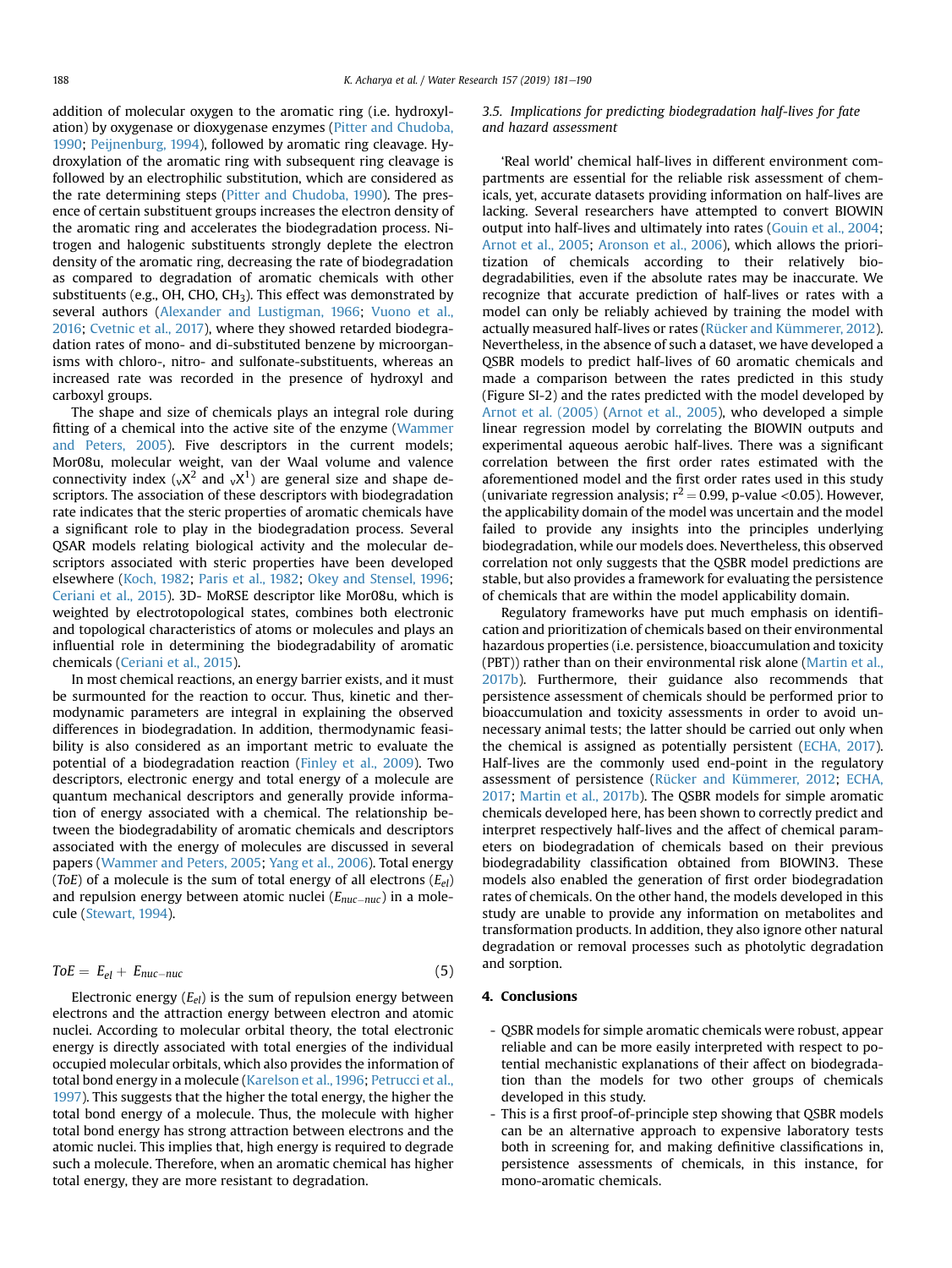addition of molecular oxygen to the aromatic ring (i.e. hydroxylation) by oxygenase or dioxygenase enzymes (Pitter and Chudoba, 1990; Peijnenburg, 1994), followed by aromatic ring cleavage. Hydroxylation of the aromatic ring with subsequent ring cleavage is followed by an electrophilic substitution, which are considered as the rate determining steps (Pitter and Chudoba, 1990). The presence of certain substituent groups increases the electron density of the aromatic ring and accelerates the biodegradation process. Nitrogen and halogenic substituents strongly deplete the electron density of the aromatic ring, decreasing the rate of biodegradation as compared to degradation of aromatic chemicals with other substituents (e.g., OH, CHO, $CH_3$). This effect was demonstrated by several authors (Alexander and Lustigman, 1966; Vuono et al., 2016; Cvetnic et al., 2017), where they showed retarded biodegradation rates of mono- and di-substituted benzene by microorganisms with chloro-, nitro- and sulfonate-substituents, whereas an increased rate was recorded in the presence of hydroxyl and carboxyl groups.

The shape and size of chemicals plays an integral role during fitting of a chemical into the active site of the enzyme (Wammer and Peters, 2005). Five descriptors in the current models; Mor08u, molecular weight, van der Waal volume and valence connectivity index (${}_vX^2$ and ${}_vX^1$) are general size and shape descriptors. The association of these descriptors with biodegradation rate indicates that the steric properties of aromatic chemicals have a significant role to play in the biodegradation process. Several QSAR models relating biological activity and the molecular descriptors associated with steric properties have been developed elsewhere (Koch, 1982; Paris et al., 1982; Okey and Stensel, 1996; Ceriani et al., 2015). 3D- MoRSE descriptor like Mor08u, which is weighted by electrotopological states, combines both electronic and topological characteristics of atoms or molecules and plays an influential role in determining the biodegradability of aromatic chemicals (Ceriani et al., 2015).

In most chemical reactions, an energy barrier exists, and it must be surmounted for the reaction to occur. Thus, kinetic and thermodynamic parameters are integral in explaining the observed differences in biodegradation. In addition, thermodynamic feasibility is also considered as an important metric to evaluate the potential of a biodegradation reaction (Finley et al., 2009). Two descriptors, electronic energy and total energy of a molecule are quantum mechanical descriptors and generally provide information of energy associated with a chemical. The relationship between the biodegradability of aromatic chemicals and descriptors associated with the energy of molecules are discussed in several papers (Wammer and Peters, 2005; Yang et al., 2006). Total energy (*ToE*) of a molecule is the sum of total energy of all electrons ($E_{el}$) and repulsion energy between atomic nuclei ($E_{nuc-nuc}$) in a molecule (Stewart, 1994).

$$ToE = E_{el} + E_{nuc-nuc} \tag{5}$$

Electronic energy ($E_{el}$) is the sum of repulsion energy between electrons and the attraction energy between electron and atomic nuclei. According to molecular orbital theory, the total electronic energy is directly associated with total energies of the individual occupied molecular orbitals, which also provides the information of total bond energy in a molecule (Karelson et al., 1996; Petrucci et al., 1997). This suggests that the higher the total energy, the higher the total bond energy of a molecule. Thus, the molecule with higher total bond energy has strong attraction between electrons and the atomic nuclei. This implies that, high energy is required to degrade such a molecule. Therefore, when an aromatic chemical has higher total energy, they are more resistant to degradation.

### 3.5. Implications for predicting biodegradation half-lives for fate and hazard assessment

'Real world' chemical half-lives in different environment compartments are essential for the reliable risk assessment of chemicals, yet, accurate datasets providing information on half-lives are lacking. Several researchers have attempted to convert BIOWIN output into half-lives and ultimately into rates (Gouin et al., 2004; Arnot et al., 2005; Aronson et al., 2006), which allows the prioritization of chemicals according to their relatively biodegradabilities, even if the absolute rates may be inaccurate. We recognize that accurate prediction of half-lives or rates with a model can only be reliably achieved by training the model with actually measured half-lives or rates (Rücker and Kümmerer, 2012). Nevertheless, in the absence of such a dataset, we have developed a QSBR models to predict half-lives of 60 aromatic chemicals and made a comparison between the rates predicted in this study (Figure SI-2) and the rates predicted with the model developed by Arnot et al. (2005) (Arnot et al., 2005), who developed a simple linear regression model by correlating the BIOWIN outputs and experimental aqueous aerobic half-lives. There was a significant correlation between the first order rates estimated with the aforementioned model and the first order rates used in this study (univariate regression analysis; $r^2 = 0.99$, p-value $<0.05$). However, the applicability domain of the model was uncertain and the model failed to provide any insights into the principles underlying biodegradation, while our models does. Nevertheless, this observed correlation not only suggests that the QSBR model predictions are stable, but also provides a framework for evaluating the persistence of chemicals that are within the model applicability domain.

Regulatory frameworks have put much emphasis on identification and prioritization of chemicals based on their environmental hazardous properties (i.e. persistence, bioaccumulation and toxicity (PBT)) rather than on their environmental risk alone (Martin et al., 2017b). Furthermore, their guidance also recommends that persistence assessment of chemicals should be performed prior to bioaccumulation and toxicity assessments in order to avoid unnecessary animal tests; the latter should be carried out only when the chemical is assigned as potentially persistent (ECHA, 2017). Half-lives are the commonly used end-point in the regulatory assessment of persistence (Rücker and Kümmerer, 2012; ECHA, 2017; Martin et al., 2017b). The QSBR models for simple aromatic chemicals developed here, has been shown to correctly predict and interpret respectively half-lives and the affect of chemical parameters on biodegradation of chemicals based on their previous biodegradability classification obtained from BIOWIN3. These models also enabled the generation of first order biodegradation rates of chemicals. On the other hand, the models developed in this study are unable to provide any information on metabolites and transformation products. In addition, they also ignore other natural degradation or removal processes such as photolytic degradation and sorption.

## 4. Conclusions

- QSBR models for simple aromatic chemicals were robust, appear reliable and can be more easily interpreted with respect to potential mechanistic explanations of their affect on biodegradation than the models for two other groups of chemicals developed in this study.
- This is a first proof-of-principle step showing that QSBR models can be an alternative approach to expensive laboratory tests both in screening for, and making definitive classifications in, persistence assessments of chemicals, in this instance, for mono-aromatic chemicals.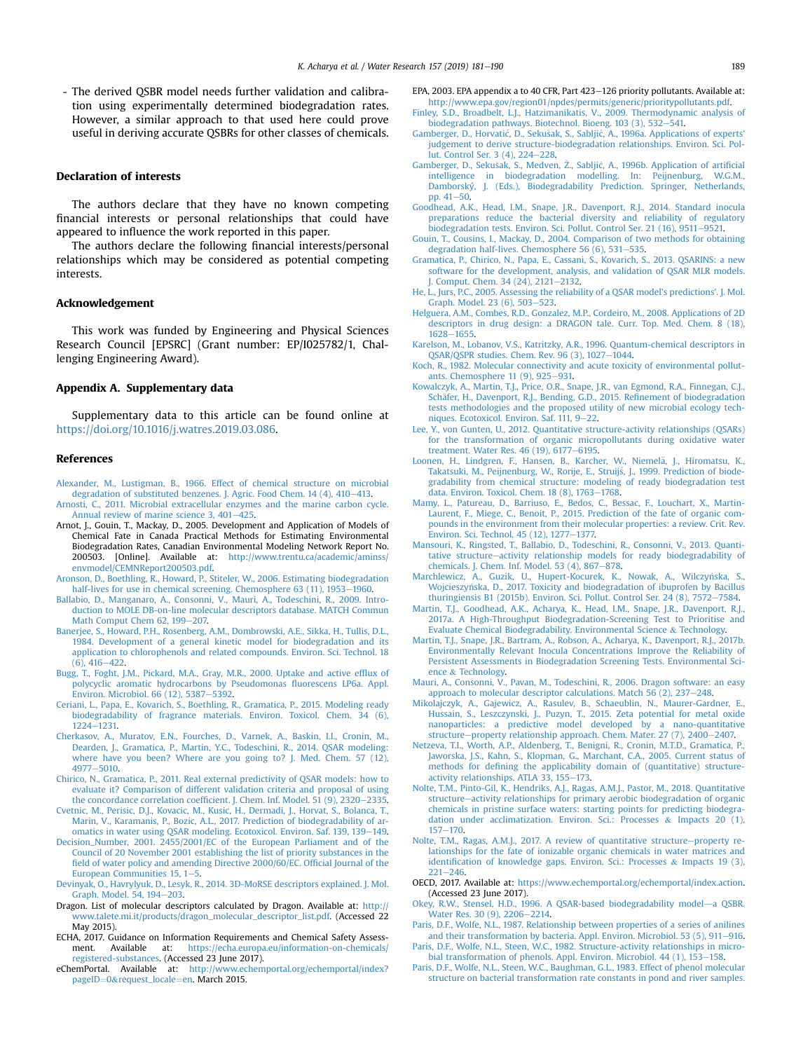- The derived QSBR model needs further validation and calibration using experimentally determined biodegradation rates. However, a similar approach to that used here could prove useful in deriving accurate QSBRs for other classes of chemicals.

## Declaration of interests

The authors declare that they have no known competing financial interests or personal relationships that could have appeared to influence the work reported in this paper.

The authors declare the following financial interests/personal relationships which may be considered as potential competing interests.

## Acknowledgement

This work was funded by Engineering and Physical Sciences Research Council [EPSRC] (Grant number: EP/I025782/1, Challenging Engineering Award).

## Appendix A. Supplementary data

Supplementary data to this article can be found online at https://doi.org/10.1016/j.watres.2019.03.086.

## References

Alexander, M., Lustigman, B., 1966. Effect of chemical structure on microbial degradation of substituted benzenes. J. Agric. Food Chem. 14 (4), 410–413.

Arnosti, C., 2011. Microbial extracellular enzymes and the marine carbon cycle. Annual review of marine science 3, 401–425.

Arnot, J., Gouin, T., Mackay, D., 2005. Development and Application of Models of Chemical Fate in Canada Practical Methods for Estimating Environmental Biodegradation Rates, Canadian Environmental Modeling Network Report No. 200503. [Online]. Available at: http://www.trentu.ca/academic/aminss/envmodel/CEMNReport200503.pdf.

Aronson, D., Boethling, R., Howard, P., Stiteler, W., 2006. Estimating biodegradation half-lives for use in chemical screening. Chemosphere 63 (11), 1953–1960.

Ballabio, D., Manganaro, A., Consonni, V., Mauri, A., Todeschini, R., 2009. Introduction to MOLE DB-on-line molecular descriptors database. MATCH Commun Math Comput Chem 62, 199–207.

Banerjee, S., Howard, P.H., Rosenberg, A.M., Dombrowski, A.E., Sikka, H., Tullis, D.L., 1984. Development of a general kinetic model for biodegradation and its application to chlorophenols and related compounds. Environ. Sci. Technol. 18 (6), 416–422.

Bugg, T., Foght, J.M., Pickard, M.A., Gray, M.R., 2000. Uptake and active efflux of polycyclic aromatic hydrocarbons by Pseudomonas fluorescens LP6a. Appl. Environ. Microbiol. 66 (12), 5387–5392.

Ceriani, L., Papa, E., Kovarich, S., Boethling, R., Gramatica, P., 2015. Modeling ready biodegradability of fragrance materials. Environ. Toxicol. Chem. 34 (6), 1224–1231.

Cherkasov, A., Muratov, E.N., Fourches, D., Varnek, A., Baskin, I.I., Cronin, M., Dearden, J., Gramatica, P., Martin, Y.C., Todeschini, R., 2014. QSAR modeling: where have you been? Where are you going to? J. Med. Chem. 57 (12), 4977–5010.

Chirico, N., Gramatica, P., 2011. Real external predictivity of QSAR models: how to evaluate it? Comparison of different validation criteria and proposal of using the concordance correlation coefficient. J. Chem. Inf. Model. 51 (9), 2320–2335.

Cvetnic, M., Perisic, D.J., Kovacic, M., Kusic, H., Dermadi, J., Horvat, S., Bolanca, T., Marin, V., Karamanis, P., Bozic, A.L., 2017. Prediction of biodegradability of aromatics in water using QSAR modeling. Ecotoxicol. Environ. Saf. 139, 139–149.

Decision_Number, 2001. 2455/2001/EC of the European Parliament and of the Council of 20 November 2001 establishing the list of priority substances in the field of water policy and amending Directive 2000/60/EC. Official Journal of the European Communities 15, 1–5.

Devinyak, O., Havrylyuk, D., Lesyk, R., 2014. 3D-MoRSE descriptors explained. J. Mol. Graph. Model. 54, 194–203.

Dragon. List of molecular descriptors calculated by Dragon. Available at: http://www.talete.mi.it/products/dragon_molecular_descriptor_list.pdf. (Accessed 22 May 2015).

ECHA, 2017. Guidance on Information Requirements and Chemical Safety Assessment. Available at: https://echa.europa.eu/information-on-chemicals/registered-substances. (Accessed 23 June 2017).

eChemPortal. Available at: http://www.echemportal.org/echemportal/index?pageID=0&request_locale=en. March 2015.

EPA, 2003. EPA appendix a to 40 CFR, Part 423–126 priority pollutants. Available at: http://www.epa.gov/region01/npdes/permits/generic/prioritypollutants.pdf.

Finley, S.D., Broadbelt, L.J., Hatzimanikatis, V., 2009. Thermodynamic analysis of biodegradation pathways. Biotechnol. Bioeng. 103 (3), 532–541.

Gamberger, D., Horvatić, D., Sekušak, S., Sabljić, A., 1996a. Applications of experts' judgement to derive structure-biodegradation relationships. Environ. Sci. Pollut. Control Ser. 3 (4), 224–228.

Gamberger, D., Sekušak, S., Medven, Ž., Sabljić, A., 1996b. Application of artificial intelligence in biodegradation modelling. In: Peijnenburg, W.G.M., Damborský, J. (Eds.), Biodegradability Prediction. Springer, Netherlands, pp. 41–50.

Goodhead, A.K., Head, I.M., Snape, J.R., Davenport, R.J., 2014. Standard inocula preparations reduce the bacterial diversity and reliability of regulatory biodegradation tests. Environ. Sci. Pollut. Control Ser. 21 (16), 9511–9521.

Gouin, T., Cousins, I., Mackay, D., 2004. Comparison of two methods for obtaining degradation half-lives. Chemosphere 56 (6), 531–535.

Gramatica, P., Chirico, N., Papa, E., Cassani, S., Kovarich, S., 2013. QSARINS: a new software for the development, analysis, and validation of QSAR MLR models. J. Comput. Chem. 34 (24), 2121–2132.

He, L., Jurs, P.C., 2005. Assessing the reliability of a QSAR model's predictions'. J. Mol. Graph. Model. 23 (6), 503–523.

Helguera, A.M., Combes, R.D., Gonzalez, M.P., Cordeiro, M., 2008. Applications of 2D descriptors in drug design: a DRAGON tale. Curr. Top. Med. Chem. 8 (18), 1628–1655.

Karelson, M., Lobanov, V.S., Katritzky, A.R., 1996. Quantum-chemical descriptors in QSAR/QSPR studies. Chem. Rev. 96 (3), 1027–1044.

Koch, R., 1982. Molecular connectivity and acute toxicity of environmental pollutants. Chemosphere 11 (9), 925–931.

Kowalczyk, A., Martin, T.J., Price, O.R., Snape, J.R., van Egmond, R.A., Finnegan, C.J., Schäfer, H., Davenport, R.J., Bending, G.D., 2015. Refinement of biodegradation tests methodologies and the proposed utility of new microbial ecology techniques. Ecotoxicol. Environ. Saf. 111, 9–22.

Lee, Y., von Gunten, U., 2012. Quantitative structure-activity relationships (QSARs) for the transformation of organic micropollutants during oxidative water treatment. Water Res. 46 (19), 6177–6195.

Loonen, H., Lindgren, F., Hansen, B., Karcher, W., Niemelä, J., Hiromatsu, K., Takatsuki, M., Peijnenburg, W., Rorije, E., Struijś, J., 1999. Prediction of biodegradability from chemical structure: modeling of ready biodegradation test data. Environ. Toxicol. Chem. 18 (8), 1763–1768.

Mamy, L., Patureau, D., Barriuso, E., Bedos, C., Bessac, F., Louchart, X., Martin-Laurent, F., Miege, C., Benoit, P., 2015. Prediction of the fate of organic compounds in the environment from their molecular properties: a review. Crit. Rev. Environ. Sci. Technol. 45 (12), 1277–1377.

Mansouri, K., Ringsted, T., Ballabio, D., Todeschini, R., Consonni, V., 2013. Quantitative structure–activity relationship models for ready biodegradability of chemicals. J. Chem. Inf. Model. 53 (4), 867–878.

Marchlewicz, A., Guzik, U., Hupert-Kocurek, K., Nowak, A., Wilczyńska, S., Wojcieszyńska, D., 2017. Toxicity and biodegradation of ibuprofen by Bacillus thuringiensis B1 (2015b). Environ. Sci. Pollut. Control Ser. 24 (8), 7572–7584.

Martin, T.J., Goodhead, A.K., Acharya, K., Head, I.M., Snape, J.R., Davenport, R.J., 2017a. A High-Throughput Biodegradation-Screening Test to Prioritise and Evaluate Chemical Biodegradability. Environmental Science & Technology.

Martin, T.J., Snape, J.R., Bartram, A., Robson, A., Acharya, K., Davenport, R.J., 2017b. Environmentally Relevant Inocula Concentrations Improve the Reliability of Persistent Assessments in Biodegradation Screening Tests. Environmental Science & Technology.

Mauri, A., Consonni, V., Pavan, M., Todeschini, R., 2006. Dragon software: an easy approach to molecular descriptor calculations. Match 56 (2), 237–248.

Mikolajczyk, A., Gajewicz, A., Rasulev, B., Schaeublin, N., Maurer-Gardner, E., Hussain, S., Leszczynski, J., Puzyn, T., 2015. Zeta potential for metal oxide nanoparticles: a predictive model developed by a nano-quantitative structure–property relationship approach. Chem. Mater. 27 (7), 2400–2407.

Netzeva, T.I., Worth, A.P., Aldenberg, T., Benigni, R., Cronin, M.T.D., Gramatica, P., Jaworska, J.S., Kahn, S., Klopman, G., Marchant, C.A., 2005. Current status of methods for defining the applicability domain of (quantitative) structure-activity relationships. ATLA 33, 155–173.

Nolte, T.M., Pinto-Gil, K., Hendriks, A.J., Ragas, A.M.J., Pastor, M., 2018. Quantitative structure–activity relationships for primary aerobic biodegradation of organic chemicals in pristine surface waters: starting points for predicting biodegradation under acclimatization. Environ. Sci.: Processes & Impacts 20 (1), 157–170.

Nolte, T.M., Ragas, A.M.J., 2017. A review of quantitative structure–property relationships for the fate of ionizable organic chemicals in water matrices and identification of knowledge gaps. Environ. Sci.: Processes & Impacts 19 (3), 221–246.

OECD, 2017. Available at: https://www.echemportal.org/echemportal/index.action. (Accessed 23 June 2017).

Okey, R.W., Stensel, H.D., 1996. A QSAR-based biodegradability model—a QSBR. Water Res. 30 (9), 2206–2214.

Paris, D.F., Wolfe, N.L., 1987. Relationship between properties of a series of anilines and their transformation by bacteria. Appl. Environ. Microbiol. 53 (5), 911–916.

Paris, D.F., Wolfe, N.L., Steen, W.C., 1982. Structure-activity relationships in microbial transformation of phenols. Appl. Environ. Microbiol. 44 (1), 153–158.

Paris, D.F., Wolfe, N.L., Steen, W.C., Baughman, G.L., 1983. Effect of phenol molecular structure on bacterial transformation rate constants in pond and river samples.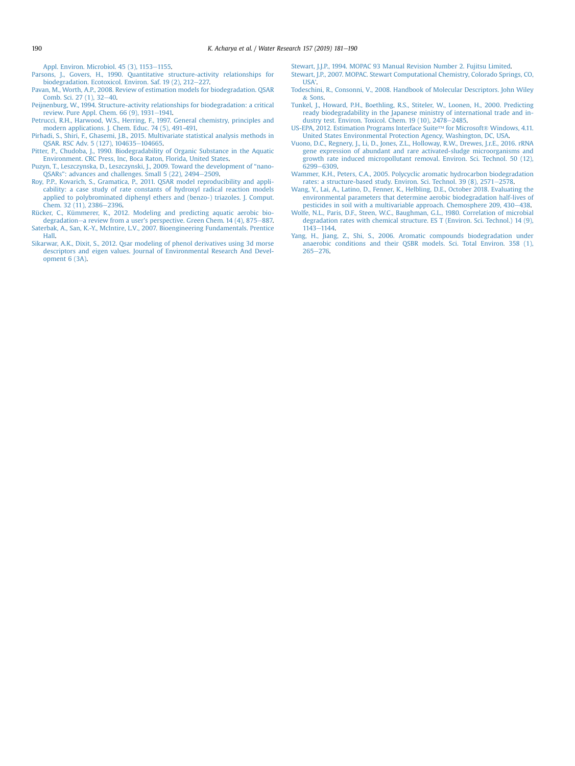Appl. Environ. Microbiol. 45 (3), 1153–1155.

Parsons, J., Govers, H., 1990. Quantitative structure-activity relationships for biodegradation. Ecotoxicol. Environ. Saf. 19 (2), 212–227.

Pavan, M., Worth, A.P., 2008. Review of estimation models for biodegradation. QSAR Comb. Sci. 27 (1), 32–40.

Peijnenburg, W., 1994. Structure-activity relationships for biodegradation: a critical review. Pure Appl. Chem. 66 (9), 1931–1941.

Petrucci, R.H., Harwood, W.S., Herring, F., 1997. General chemistry, principles and modern applications. J. Chem. Educ. 74 (5), 491-491.

Pirhadi, S., Shiri, F., Ghasemi, J.B., 2015. Multivariate statistical analysis methods in QSAR. RSC Adv. 5 (127), 104635–104665.

Pitter, P., Chudoba, J., 1990. Biodegradability of Organic Substance in the Aquatic Environment. CRC Press, Inc, Boca Raton, Florida, United States.

Puzyn, T., Leszczynska, D., Leszczynski, J., 2009. Toward the development of "nano-QSARs": advances and challenges. Small 5 (22), 2494–2509.

Roy, P.P., Kovarich, S., Gramatica, P., 2011. QSAR model reproducibility and applicability: a case study of rate constants of hydroxyl radical reaction models applied to polybrominated diphenyl ethers and (benzo-) triazoles. J. Comput. Chem. 32 (11), 2386–2396.

Rücker, C., Kümmerer, K., 2012. Modeling and predicting aquatic aerobic biodegradation–a review from a user's perspective. Green Chem. 14 (4), 875–887.

Saterbak, A., San, K.-Y., McIntire, L.V., 2007. Bioengineering Fundamentals. Prentice Hall.

Sikarwar, A.K., Dixit, S., 2012. Qsar modeling of phenol derivatives using 3d morse descriptors and eigen values. Journal of Environmental Research And Development 6 (3A).

Stewart, J.J.P., 1994. MOPAC 93 Manual Revision Number 2. Fujitsu Limited.

Stewart, J.P., 2007. MOPAC. Stewart Computational Chemistry, Colorado Springs, CO, USA'.

Todeschini, R., Consonni, V., 2008. Handbook of Molecular Descriptors. John Wiley & Sons.

Tunkel, J., Howard, P.H., Boethling, R.S., Stiteler, W., Loonen, H., 2000. Predicting ready biodegradability in the Japanese ministry of international trade and industry test. Environ. Toxicol. Chem. 19 (10), 2478–2485.

US-EPA, 2012. Estimation Programs Interface Suite™ for Microsoft® Windows, 4.11. United States Environmental Protection Agency, Washington, DC, USA.

Vuono, D.C., Regnery, J., Li, D., Jones, Z.L., Holloway, R.W., Drewes, J.r.E., 2016. rRNA gene expression of abundant and rare activated-sludge microorganisms and growth rate induced micropollutant removal. Environ. Sci. Technol. 50 (12), 6299–6309.

Wammer, K.H., Peters, C.A., 2005. Polycyclic aromatic hydrocarbon biodegradation rates: a structure-based study. Environ. Sci. Technol. 39 (8), 2571–2578.

Wang, Y., Lai, A., Latino, D., Fenner, K., Helbling, D.E., October 2018. Evaluating the environmental parameters that determine aerobic biodegradation half-lives of pesticides in soil with a multivariable approach. Chemosphere 209, 430–438.

Wolfe, N.L., Paris, D.F., Steen, W.C., Baughman, G.L., 1980. Correlation of microbial degradation rates with chemical structure. ES T (Environ. Sci. Technol.) 14 (9), 1143–1144.

Yang, H., Jiang, Z., Shi, S., 2006. Aromatic compounds biodegradation under anaerobic conditions and their QSBR models. Sci. Total Environ. 358 (1), 265–276.